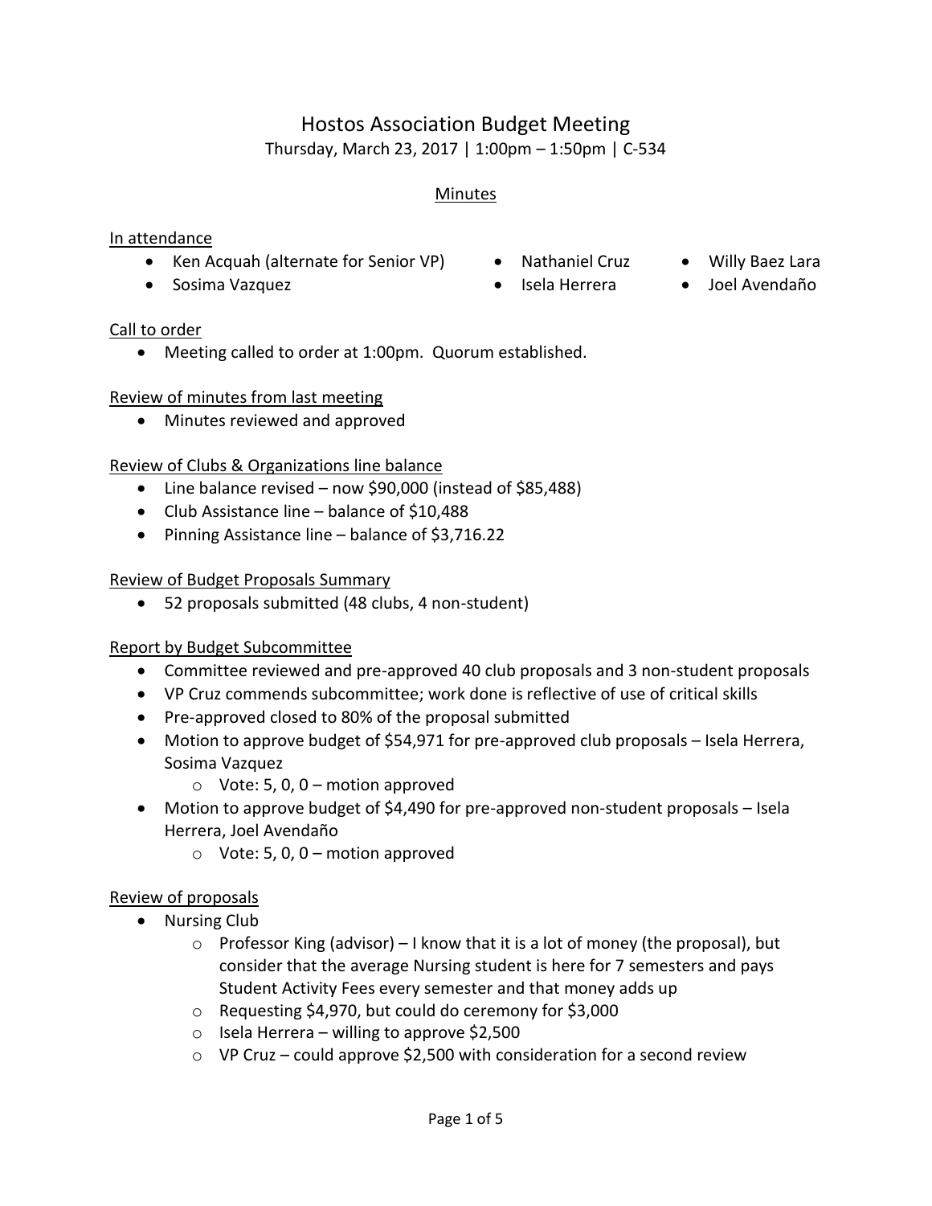# Hostos Association Budget Meeting

Thursday, March 23, 2017 | 1:00pm – 1:50pm | C-534

## Minutes

### In attendance

- Ken Acquah (alternate for Senior VP)
- Sosima Vazquez
- Nathaniel Cruz
- Isela Herrera
- Willy Baez Lara
- Joel Avendaño

### Call to order

- Meeting called to order at 1:00pm. Quorum established.

### Review of minutes from last meeting

- Minutes reviewed and approved

### Review of Clubs & Organizations line balance

- Line balance revised – now $90,000 (instead of $85,488)
- Club Assistance line – balance of $10,488
- Pinning Assistance line – balance of $3,716.22

### Review of Budget Proposals Summary

- 52 proposals submitted (48 clubs, 4 non-student)

### Report by Budget Subcommittee

- Committee reviewed and pre-approved 40 club proposals and 3 non-student proposals
- VP Cruz commends subcommittee; work done is reflective of use of critical skills
- Pre-approved closed to 80% of the proposal submitted
- Motion to approve budget of $54,971 for pre-approved club proposals – Isela Herrera, Sosima Vazquez
  - Vote: 5, 0, 0 – motion approved
- Motion to approve budget of $4,490 for pre-approved non-student proposals – Isela Herrera, Joel Avendaño
  - Vote: 5, 0, 0 – motion approved

### Review of proposals

- Nursing Club
  - Professor King (advisor) – I know that it is a lot of money (the proposal), but consider that the average Nursing student is here for 7 semesters and pays Student Activity Fees every semester and that money adds up
  - Requesting $4,970, but could do ceremony for $3,000
  - Isela Herrera – willing to approve $2,500
  - VP Cruz – could approve $2,500 with consideration for a second review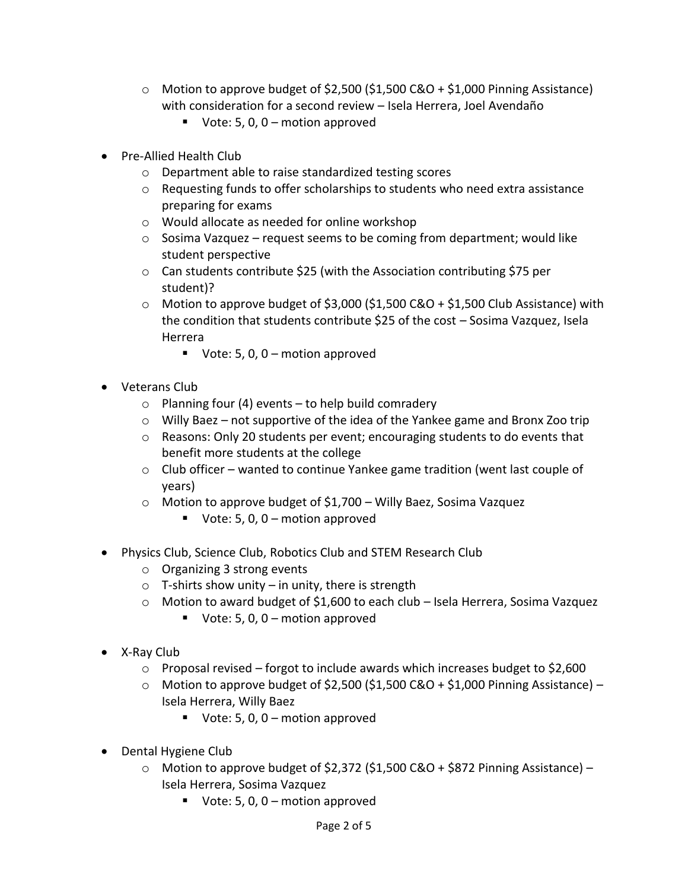- Motion to approve budget of $2,500 ($1,500 C&O + $1,000 Pinning Assistance) with consideration for a second review – Isela Herrera, Joel Avendaño
  - Vote: 5, 0, 0 – motion approved

- Pre-Allied Health Club
  - Department able to raise standardized testing scores
  - Requesting funds to offer scholarships to students who need extra assistance preparing for exams
  - Would allocate as needed for online workshop
  - Sosima Vazquez – request seems to be coming from department; would like student perspective
  - Can students contribute $25 (with the Association contributing $75 per student)?
  - Motion to approve budget of $3,000 ($1,500 C&O + $1,500 Club Assistance) with the condition that students contribute $25 of the cost – Sosima Vazquez, Isela Herrera
    - Vote: 5, 0, 0 – motion approved

- Veterans Club
  - Planning four (4) events – to help build comradery
  - Willy Baez – not supportive of the idea of the Yankee game and Bronx Zoo trip
  - Reasons: Only 20 students per event; encouraging students to do events that benefit more students at the college
  - Club officer – wanted to continue Yankee game tradition (went last couple of years)
  - Motion to approve budget of $1,700 – Willy Baez, Sosima Vazquez
    - Vote: 5, 0, 0 – motion approved

- Physics Club, Science Club, Robotics Club and STEM Research Club
  - Organizing 3 strong events
  - T-shirts show unity – in unity, there is strength
  - Motion to award budget of $1,600 to each club – Isela Herrera, Sosima Vazquez
    - Vote: 5, 0, 0 – motion approved

- X-Ray Club
  - Proposal revised – forgot to include awards which increases budget to $2,600
  - Motion to approve budget of $2,500 ($1,500 C&O + $1,000 Pinning Assistance) – Isela Herrera, Willy Baez
    - Vote: 5, 0, 0 – motion approved

- Dental Hygiene Club
  - Motion to approve budget of $2,372 ($1,500 C&O + $872 Pinning Assistance) – Isela Herrera, Sosima Vazquez
    - Vote: 5, 0, 0 – motion approved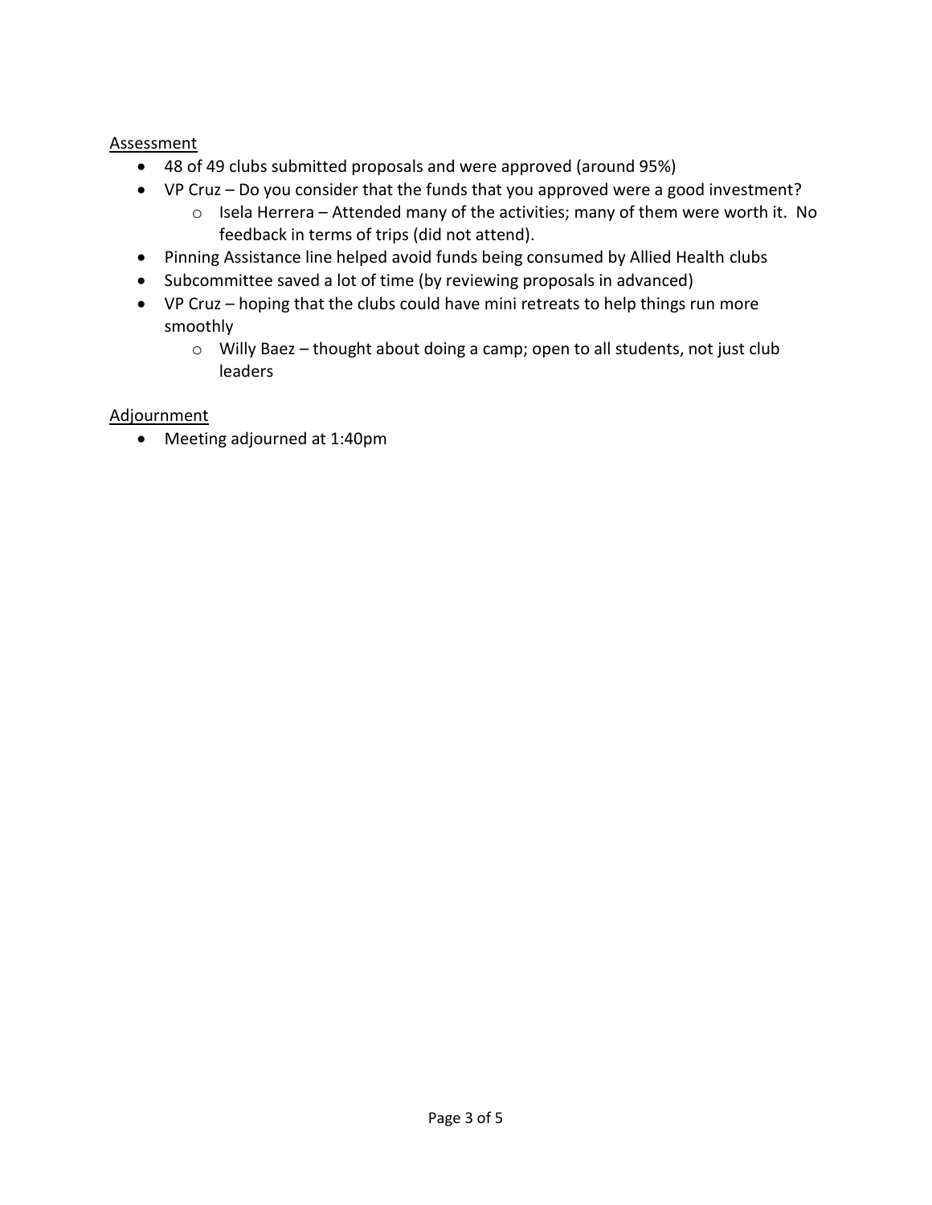Assessment

- 48 of 49 clubs submitted proposals and were approved (around 95%)
- VP Cruz – Do you consider that the funds that you approved were a good investment?
  - Isela Herrera – Attended many of the activities; many of them were worth it. No feedback in terms of trips (did not attend).
- Pinning Assistance line helped avoid funds being consumed by Allied Health clubs
- Subcommittee saved a lot of time (by reviewing proposals in advanced)
- VP Cruz – hoping that the clubs could have mini retreats to help things run more smoothly
  - Willy Baez – thought about doing a camp; open to all students, not just club leaders

Adjournment

- Meeting adjourned at 1:40pm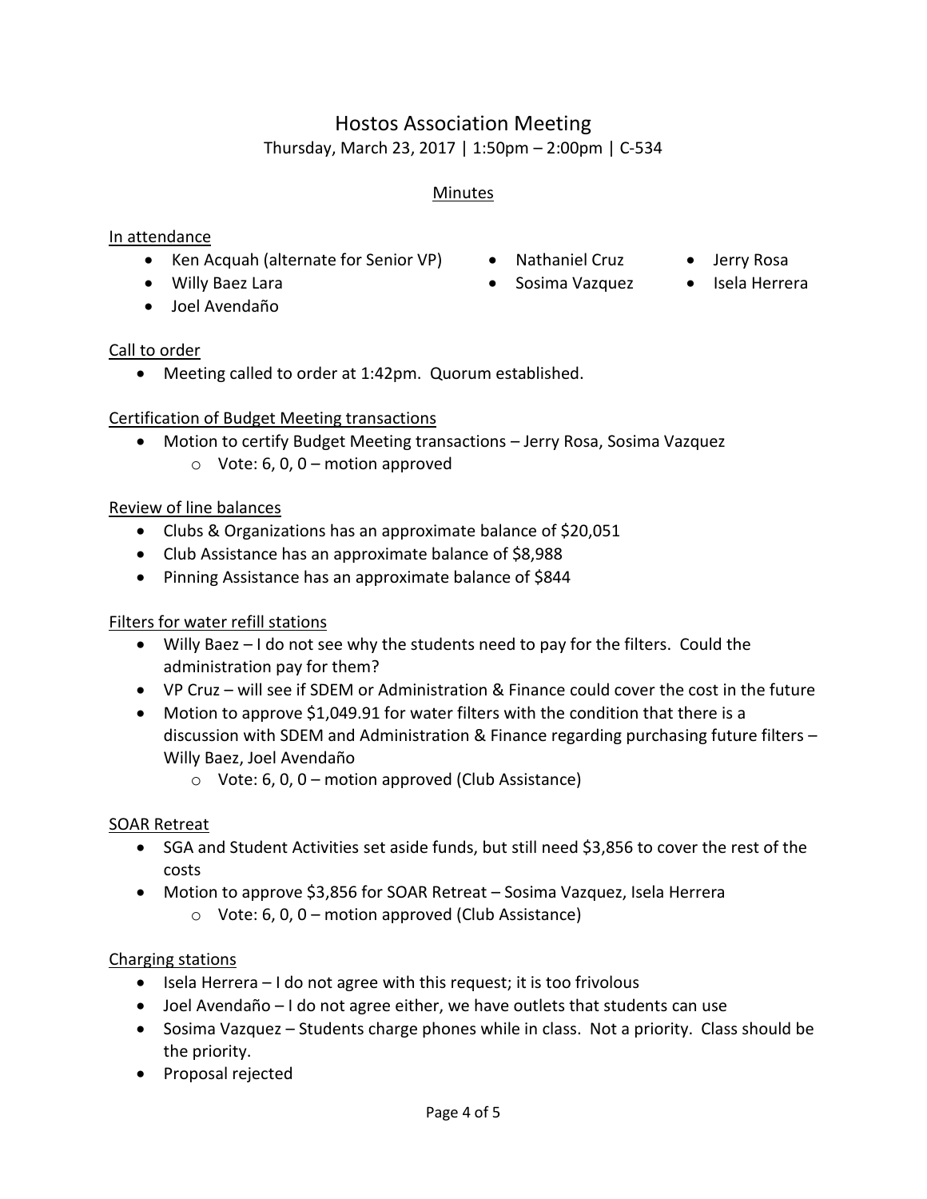# Hostos Association Meeting

Thursday, March 23, 2017 | 1:50pm – 2:00pm | C-534

## Minutes

### In attendance

- Ken Acquah (alternate for Senior VP)
- Willy Baez Lara
- Joel Avendaño
- Nathaniel Cruz
- Sosima Vazquez
- Jerry Rosa
- Isela Herrera

### Call to order

- Meeting called to order at 1:42pm. Quorum established.

### Certification of Budget Meeting transactions

- Motion to certify Budget Meeting transactions – Jerry Rosa, Sosima Vazquez
  - Vote: 6, 0, 0 – motion approved

### Review of line balances

- Clubs & Organizations has an approximate balance of $20,051
- Club Assistance has an approximate balance of $8,988
- Pinning Assistance has an approximate balance of $844

### Filters for water refill stations

- Willy Baez – I do not see why the students need to pay for the filters. Could the administration pay for them?
- VP Cruz – will see if SDEM or Administration & Finance could cover the cost in the future
- Motion to approve $1,049.91 for water filters with the condition that there is a discussion with SDEM and Administration & Finance regarding purchasing future filters – Willy Baez, Joel Avendaño
  - Vote: 6, 0, 0 – motion approved (Club Assistance)

### SOAR Retreat

- SGA and Student Activities set aside funds, but still need $3,856 to cover the rest of the costs
- Motion to approve $3,856 for SOAR Retreat – Sosima Vazquez, Isela Herrera
  - Vote: 6, 0, 0 – motion approved (Club Assistance)

### Charging stations

- Isela Herrera – I do not agree with this request; it is too frivolous
- Joel Avendaño – I do not agree either, we have outlets that students can use
- Sosima Vazquez – Students charge phones while in class. Not a priority. Class should be the priority.
- Proposal rejected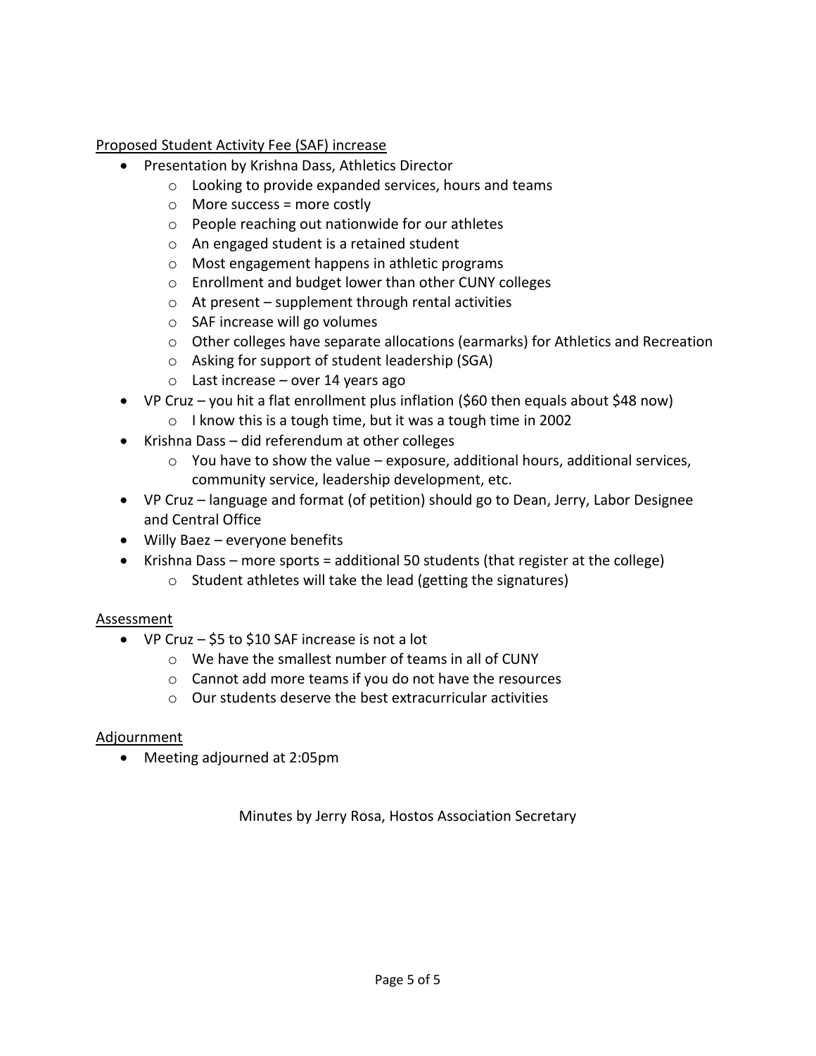Proposed Student Activity Fee (SAF) increase

- Presentation by Krishna Dass, Athletics Director
  - Looking to provide expanded services, hours and teams
  - More success = more costly
  - People reaching out nationwide for our athletes
  - An engaged student is a retained student
  - Most engagement happens in athletic programs
  - Enrollment and budget lower than other CUNY colleges
  - At present – supplement through rental activities
  - SAF increase will go volumes
  - Other colleges have separate allocations (earmarks) for Athletics and Recreation
  - Asking for support of student leadership (SGA)
  - Last increase – over 14 years ago
- VP Cruz – you hit a flat enrollment plus inflation ($60 then equals about $48 now)
  - I know this is a tough time, but it was a tough time in 2002
- Krishna Dass – did referendum at other colleges
  - You have to show the value – exposure, additional hours, additional services, community service, leadership development, etc.
- VP Cruz – language and format (of petition) should go to Dean, Jerry, Labor Designee and Central Office
- Willy Baez – everyone benefits
- Krishna Dass – more sports = additional 50 students (that register at the college)
  - Student athletes will take the lead (getting the signatures)

Assessment

- VP Cruz – $5 to $10 SAF increase is not a lot
  - We have the smallest number of teams in all of CUNY
  - Cannot add more teams if you do not have the resources
  - Our students deserve the best extracurricular activities

Adjournment

- Meeting adjourned at 2:05pm

Minutes by Jerry Rosa, Hostos Association Secretary